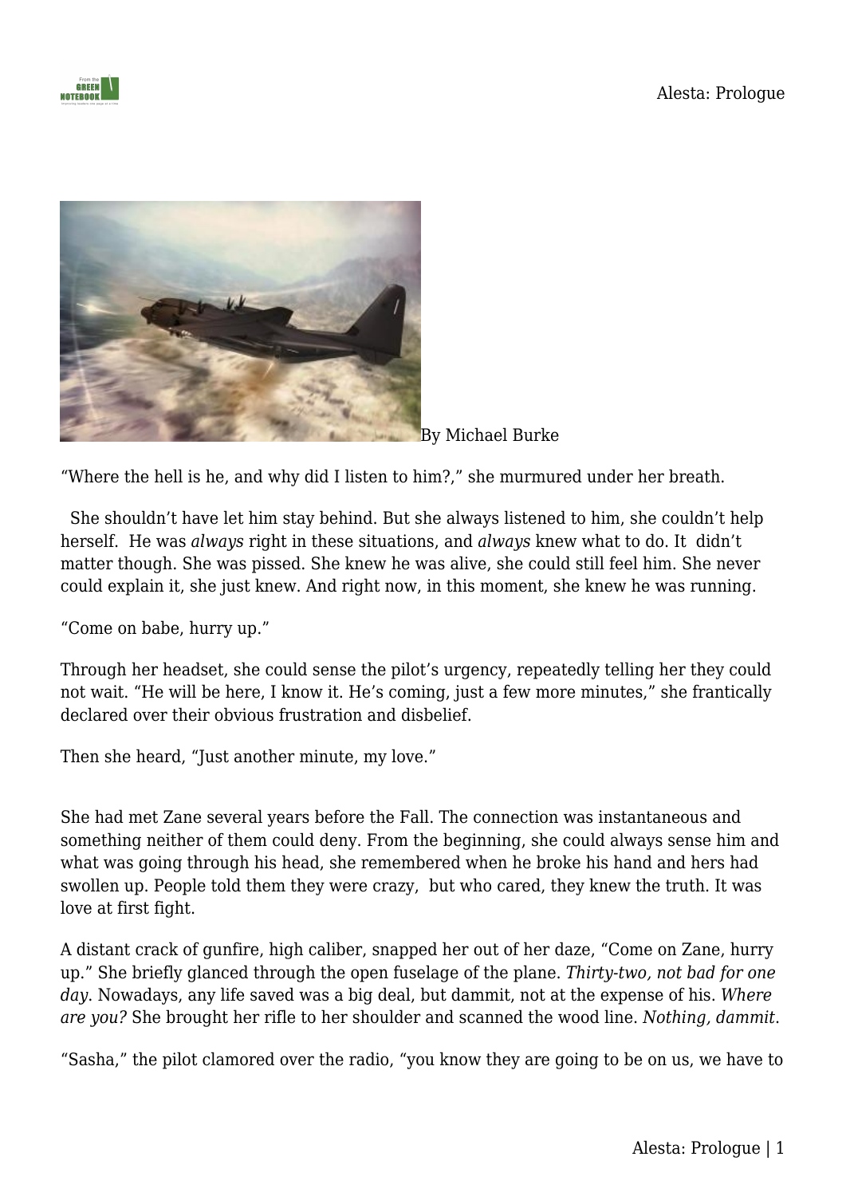By Michael Burke

"Where the hell is he, and why did I listen to him?," she murmured under her breath.

She shouldn't have let him stay behind. But she always listened to him, she couldn't help herself. He was *always* right in these situations, and *always* knew what to do. It didn't matter though. She was pissed. She knew he was alive, she could still feel him. She never could explain it, she just knew. And right now, in this moment, she knew he was running.

"Come on babe, hurry up."

Through her headset, she could sense the pilot's urgency, repeatedly telling her they could not wait. "He will be here, I know it. He's coming, just a few more minutes," she frantically declared over their obvious frustration and disbelief.

Then she heard, "Just another minute, my love."

She had met Zane several years before the Fall. The connection was instantaneous and something neither of them could deny. From the beginning, she could always sense him and what was going through his head, she remembered when he broke his hand and hers had swollen up. People told them they were crazy, but who cared, they knew the truth. It was love at first fight.

A distant crack of gunfire, high caliber, snapped her out of her daze, "Come on Zane, hurry up." She briefly glanced through the open fuselage of the plane. *Thirty-two, not bad for one day*. Nowadays, any life saved was a big deal, but dammit, not at the expense of his. *Where are you?* She brought her rifle to her shoulder and scanned the wood line. *Nothing, dammit*.

"Sasha," the pilot clamored over the radio, "you know they are going to be on us, we have to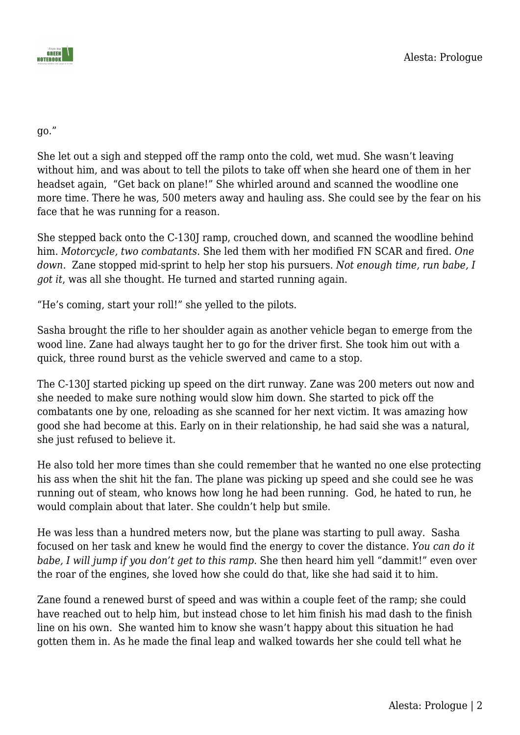go."

She let out a sigh and stepped off the ramp onto the cold, wet mud. She wasn't leaving without him, and was about to tell the pilots to take off when she heard one of them in her headset again, "Get back on plane!" She whirled around and scanned the woodline one more time. There he was, 500 meters away and hauling ass. She could see by the fear on his face that he was running for a reason.

She stepped back onto the C-130J ramp, crouched down, and scanned the woodline behind him. *Motorcycle, two combatants.* She led them with her modified FN SCAR and fired. *One down.* Zane stopped mid-sprint to help her stop his pursuers. *Not enough time, run babe, I got it*, was all she thought. He turned and started running again.

"He's coming, start your roll!" she yelled to the pilots.

Sasha brought the rifle to her shoulder again as another vehicle began to emerge from the wood line. Zane had always taught her to go for the driver first. She took him out with a quick, three round burst as the vehicle swerved and came to a stop.

The C-130J started picking up speed on the dirt runway. Zane was 200 meters out now and she needed to make sure nothing would slow him down. She started to pick off the combatants one by one, reloading as she scanned for her next victim. It was amazing how good she had become at this. Early on in their relationship, he had said she was a natural, she just refused to believe it.

He also told her more times than she could remember that he wanted no one else protecting his ass when the shit hit the fan. The plane was picking up speed and she could see he was running out of steam, who knows how long he had been running. God, he hated to run, he would complain about that later. She couldn't help but smile.

He was less than a hundred meters now, but the plane was starting to pull away. Sasha focused on her task and knew he would find the energy to cover the distance. *You can do it babe, I will jump if you don't get to this ramp.* She then heard him yell "dammit!" even over the roar of the engines, she loved how she could do that, like she had said it to him.

Zane found a renewed burst of speed and was within a couple feet of the ramp; she could have reached out to help him, but instead chose to let him finish his mad dash to the finish line on his own. She wanted him to know she wasn't happy about this situation he had gotten them in. As he made the final leap and walked towards her she could tell what he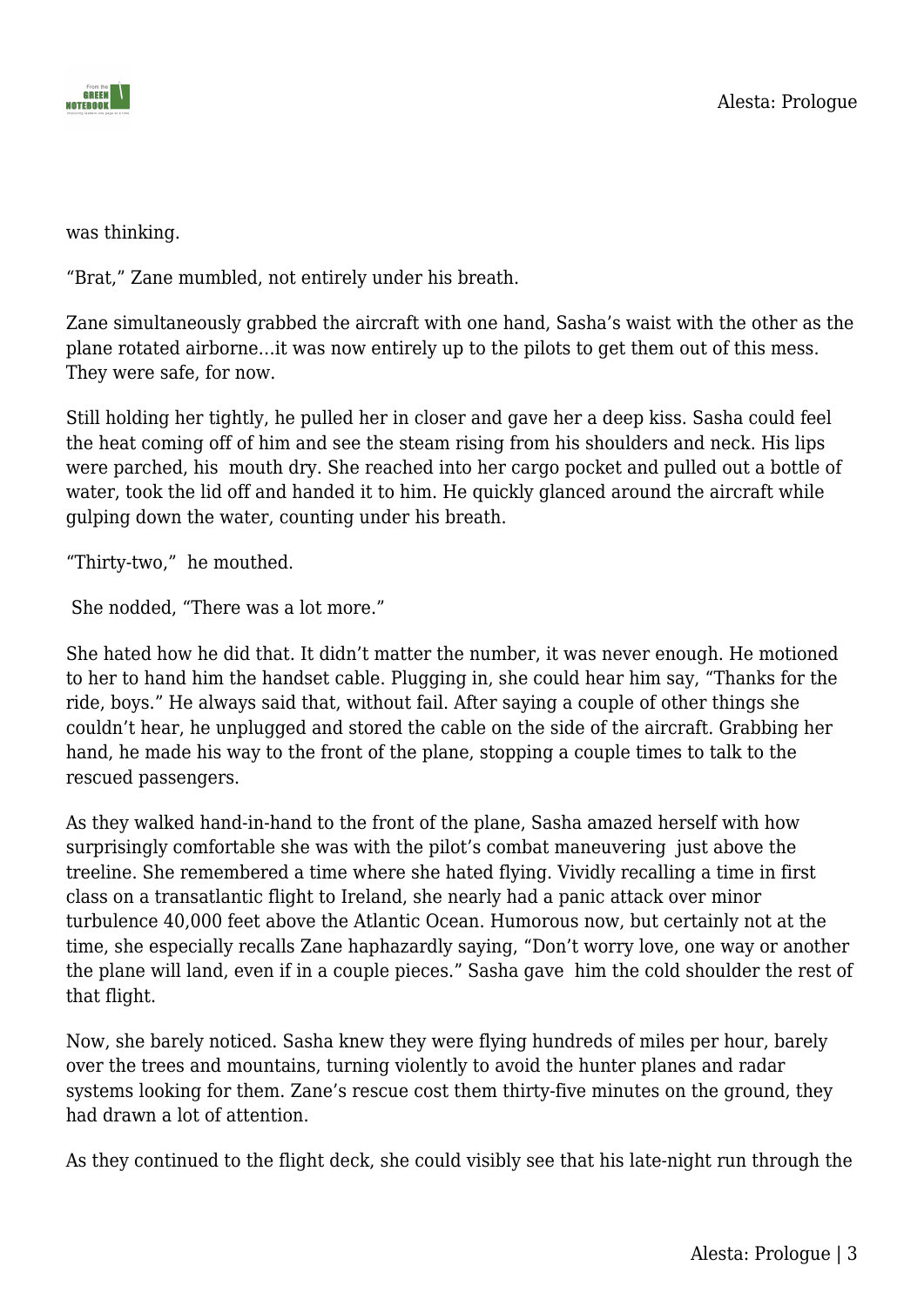was thinking.

"Brat," Zane mumbled, not entirely under his breath.

Zane simultaneously grabbed the aircraft with one hand, Sasha's waist with the other as the plane rotated airborne…it was now entirely up to the pilots to get them out of this mess. They were safe, for now.

Still holding her tightly, he pulled her in closer and gave her a deep kiss. Sasha could feel the heat coming off of him and see the steam rising from his shoulders and neck. His lips were parched, his mouth dry. She reached into her cargo pocket and pulled out a bottle of water, took the lid off and handed it to him. He quickly glanced around the aircraft while gulping down the water, counting under his breath.

"Thirty-two," he mouthed.

She nodded, "There was a lot more."

She hated how he did that. It didn't matter the number, it was never enough. He motioned to her to hand him the handset cable. Plugging in, she could hear him say, "Thanks for the ride, boys." He always said that, without fail. After saying a couple of other things she couldn't hear, he unplugged and stored the cable on the side of the aircraft. Grabbing her hand, he made his way to the front of the plane, stopping a couple times to talk to the rescued passengers.

As they walked hand-in-hand to the front of the plane, Sasha amazed herself with how surprisingly comfortable she was with the pilot's combat maneuvering just above the treeline. She remembered a time where she hated flying. Vividly recalling a time in first class on a transatlantic flight to Ireland, she nearly had a panic attack over minor turbulence 40,000 feet above the Atlantic Ocean. Humorous now, but certainly not at the time, she especially recalls Zane haphazardly saying, "Don't worry love, one way or another the plane will land, even if in a couple pieces." Sasha gave him the cold shoulder the rest of that flight.

Now, she barely noticed. Sasha knew they were flying hundreds of miles per hour, barely over the trees and mountains, turning violently to avoid the hunter planes and radar systems looking for them. Zane's rescue cost them thirty-five minutes on the ground, they had drawn a lot of attention.

As they continued to the flight deck, she could visibly see that his late-night run through the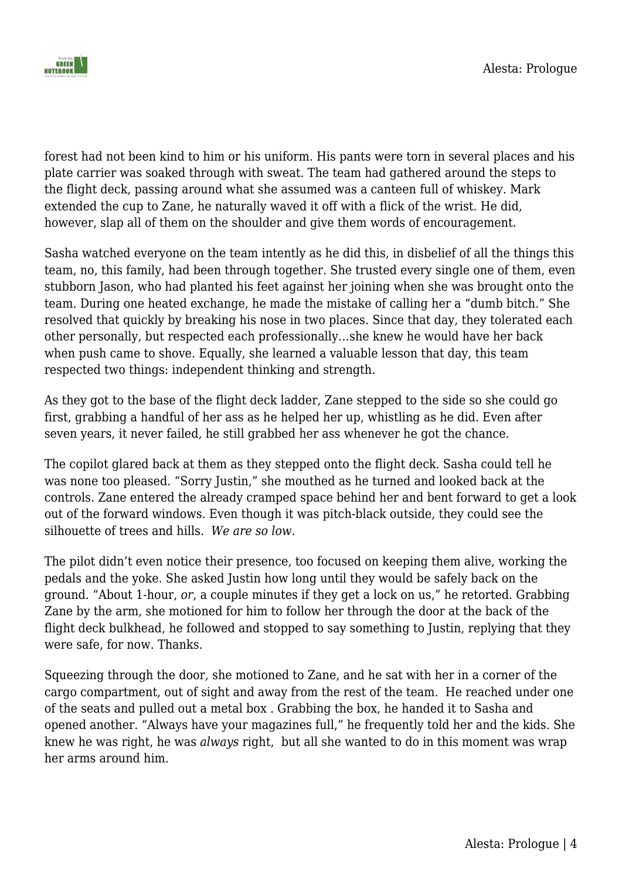forest had not been kind to him or his uniform. His pants were torn in several places and his plate carrier was soaked through with sweat. The team had gathered around the steps to the flight deck, passing around what she assumed was a canteen full of whiskey. Mark extended the cup to Zane, he naturally waved it off with a flick of the wrist. He did, however, slap all of them on the shoulder and give them words of encouragement.

Sasha watched everyone on the team intently as he did this, in disbelief of all the things this team, no, this family, had been through together. She trusted every single one of them, even stubborn Jason, who had planted his feet against her joining when she was brought onto the team. During one heated exchange, he made the mistake of calling her a "dumb bitch." She resolved that quickly by breaking his nose in two places. Since that day, they tolerated each other personally, but respected each professionally…she knew he would have her back when push came to shove. Equally, she learned a valuable lesson that day, this team respected two things: independent thinking and strength.

As they got to the base of the flight deck ladder, Zane stepped to the side so she could go first, grabbing a handful of her ass as he helped her up, whistling as he did. Even after seven years, it never failed, he still grabbed her ass whenever he got the chance.

The copilot glared back at them as they stepped onto the flight deck. Sasha could tell he was none too pleased. "Sorry Justin," she mouthed as he turned and looked back at the controls. Zane entered the already cramped space behind her and bent forward to get a look out of the forward windows. Even though it was pitch-black outside, they could see the silhouette of trees and hills. *We are so low*.

The pilot didn't even notice their presence, too focused on keeping them alive, working the pedals and the yoke. She asked Justin how long until they would be safely back on the ground. "About 1-hour, *or*, a couple minutes if they get a lock on us," he retorted. Grabbing Zane by the arm, she motioned for him to follow her through the door at the back of the flight deck bulkhead, he followed and stopped to say something to Justin, replying that they were safe, for now. Thanks.

Squeezing through the door, she motioned to Zane, and he sat with her in a corner of the cargo compartment, out of sight and away from the rest of the team. He reached under one of the seats and pulled out a metal box . Grabbing the box, he handed it to Sasha and opened another. "Always have your magazines full," he frequently told her and the kids. She knew he was right, he was *always* right, but all she wanted to do in this moment was wrap her arms around him.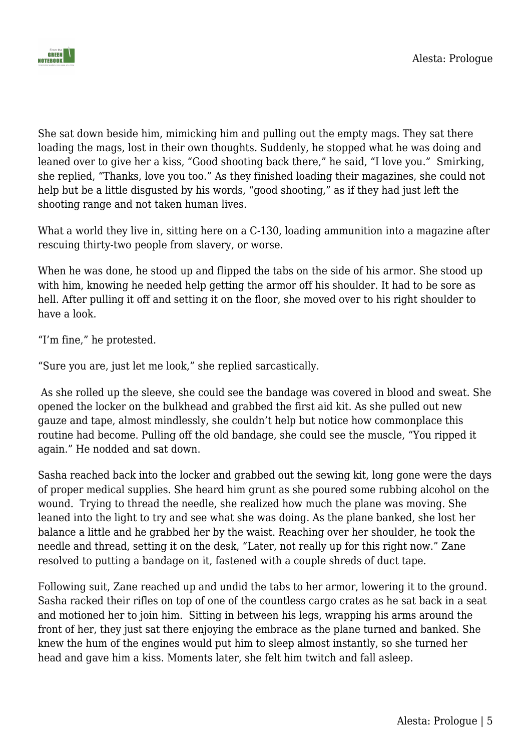She sat down beside him, mimicking him and pulling out the empty mags. They sat there loading the mags, lost in their own thoughts. Suddenly, he stopped what he was doing and leaned over to give her a kiss, "Good shooting back there," he said, "I love you." Smirking, she replied, "Thanks, love you too." As they finished loading their magazines, she could not help but be a little disgusted by his words, "good shooting," as if they had just left the shooting range and not taken human lives.

What a world they live in, sitting here on a C-130, loading ammunition into a magazine after rescuing thirty-two people from slavery, or worse.

When he was done, he stood up and flipped the tabs on the side of his armor. She stood up with him, knowing he needed help getting the armor off his shoulder. It had to be sore as hell. After pulling it off and setting it on the floor, she moved over to his right shoulder to have a look.

"I'm fine," he protested.

"Sure you are, just let me look," she replied sarcastically.

As she rolled up the sleeve, she could see the bandage was covered in blood and sweat. She opened the locker on the bulkhead and grabbed the first aid kit. As she pulled out new gauze and tape, almost mindlessly, she couldn't help but notice how commonplace this routine had become. Pulling off the old bandage, she could see the muscle, "You ripped it again." He nodded and sat down.

Sasha reached back into the locker and grabbed out the sewing kit, long gone were the days of proper medical supplies. She heard him grunt as she poured some rubbing alcohol on the wound. Trying to thread the needle, she realized how much the plane was moving. She leaned into the light to try and see what she was doing. As the plane banked, she lost her balance a little and he grabbed her by the waist. Reaching over her shoulder, he took the needle and thread, setting it on the desk, "Later, not really up for this right now." Zane resolved to putting a bandage on it, fastened with a couple shreds of duct tape.

Following suit, Zane reached up and undid the tabs to her armor, lowering it to the ground. Sasha racked their rifles on top of one of the countless cargo crates as he sat back in a seat and motioned her to join him. Sitting in between his legs, wrapping his arms around the front of her, they just sat there enjoying the embrace as the plane turned and banked. She knew the hum of the engines would put him to sleep almost instantly, so she turned her head and gave him a kiss. Moments later, she felt him twitch and fall asleep.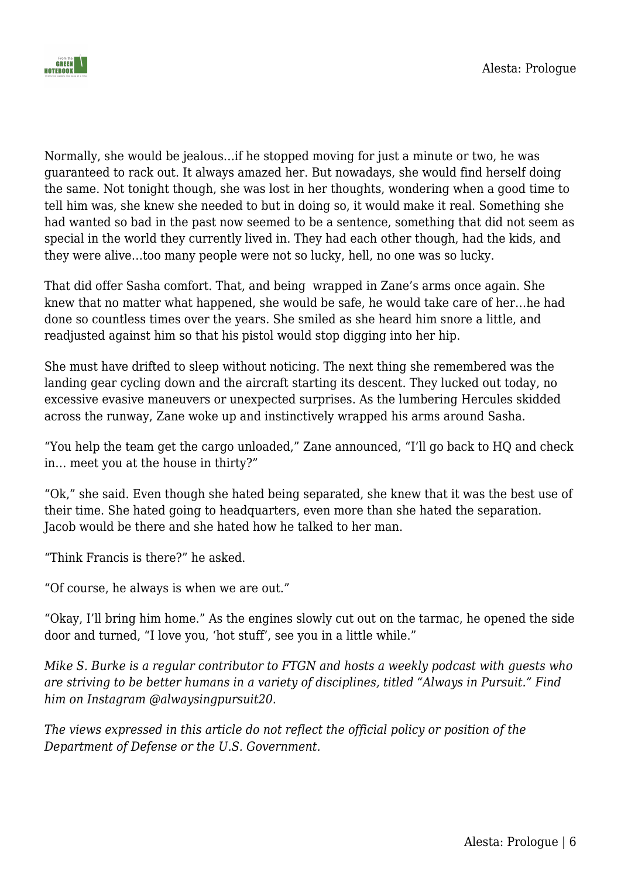Normally, she would be jealous…if he stopped moving for just a minute or two, he was guaranteed to rack out. It always amazed her. But nowadays, she would find herself doing the same. Not tonight though, she was lost in her thoughts, wondering when a good time to tell him was, she knew she needed to but in doing so, it would make it real. Something she had wanted so bad in the past now seemed to be a sentence, something that did not seem as special in the world they currently lived in. They had each other though, had the kids, and they were alive…too many people were not so lucky, hell, no one was so lucky.

That did offer Sasha comfort. That, and being  wrapped in Zane's arms once again. She knew that no matter what happened, she would be safe, he would take care of her…he had done so countless times over the years. She smiled as she heard him snore a little, and readjusted against him so that his pistol would stop digging into her hip.

She must have drifted to sleep without noticing. The next thing she remembered was the landing gear cycling down and the aircraft starting its descent. They lucked out today, no excessive evasive maneuvers or unexpected surprises. As the lumbering Hercules skidded across the runway, Zane woke up and instinctively wrapped his arms around Sasha.

"You help the team get the cargo unloaded," Zane announced, "I'll go back to HQ and check in… meet you at the house in thirty?"

"Ok," she said. Even though she hated being separated, she knew that it was the best use of their time. She hated going to headquarters, even more than she hated the separation. Jacob would be there and she hated how he talked to her man.

"Think Francis is there?" he asked.

"Of course, he always is when we are out."

"Okay, I'll bring him home." As the engines slowly cut out on the tarmac, he opened the side door and turned, "I love you, 'hot stuff', see you in a little while."

*Mike S. Burke is a regular contributor to FTGN and hosts a weekly podcast with guests who are striving to be better humans in a variety of disciplines, titled "Always in Pursuit." Find him on Instagram @alwaysingpursuit20.*

*The views expressed in this article do not reflect the official policy or position of the Department of Defense or the U.S. Government.*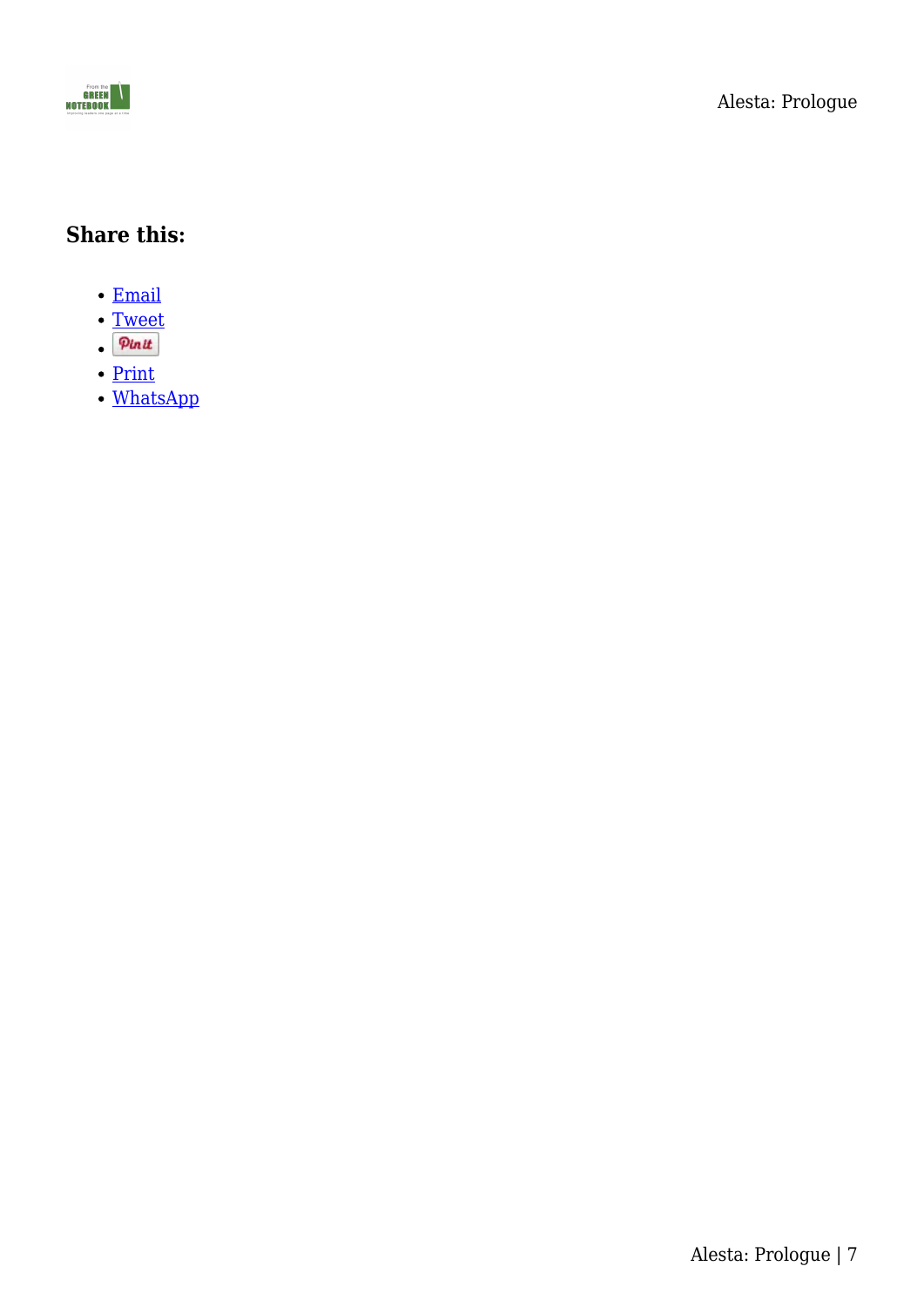### Share this:

- Email
- Tweet
- Pin it
- Print
- WhatsApp